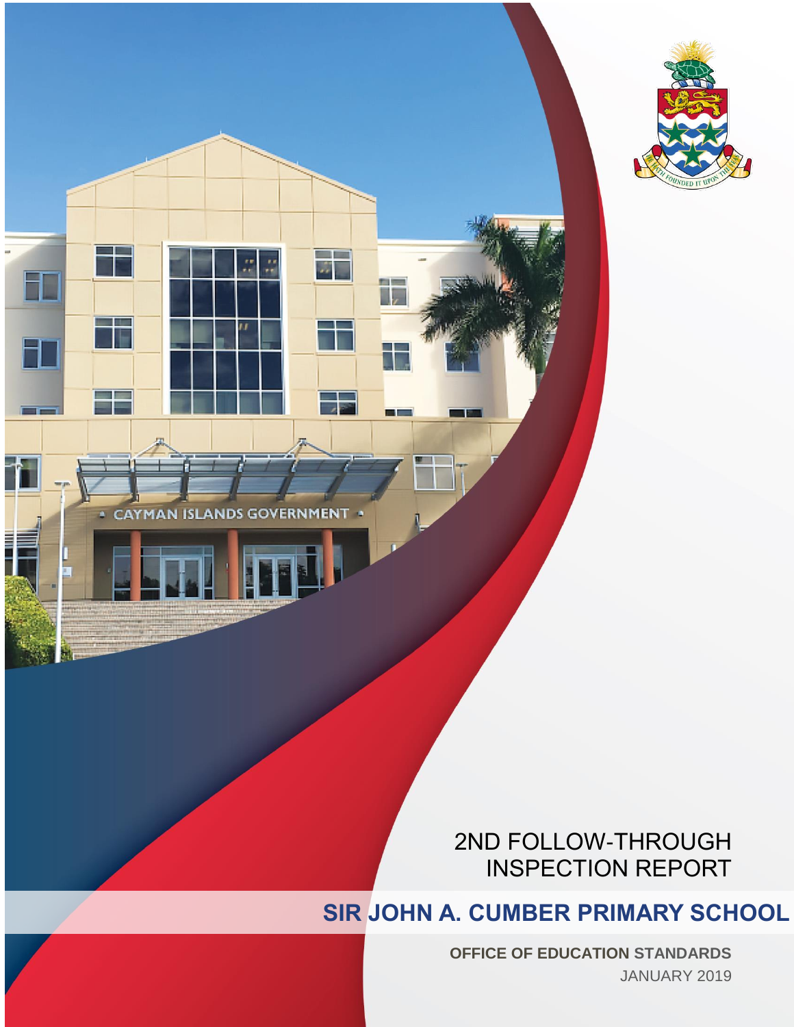# 2ND FOLLOW-THROUGH INSPECTION REPORT

## SIR JOHN A. CUMBER PRIMARY SCHOOL

**OFFICE OF EDUCATION STANDARDS**

JANUARY 2019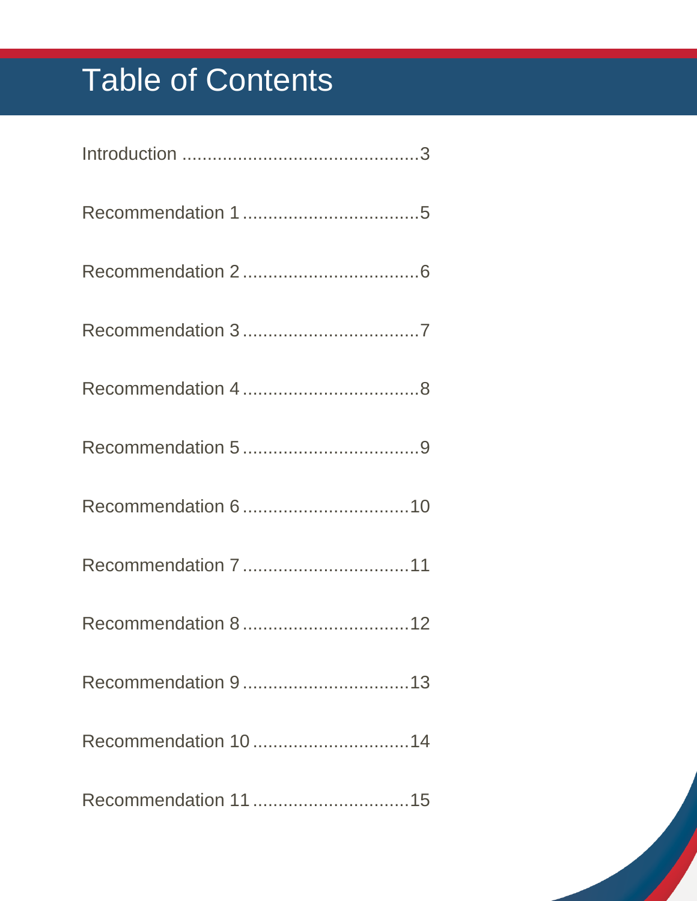# Table of Contents

Introduction ..............................................3

Recommendation 1 ..................................5

Recommendation 2 ..................................6

Recommendation 3 ..................................7

Recommendation 4 ..................................8

Recommendation 5 ..................................9

Recommendation 6 ................................10

Recommendation 7 ................................11

Recommendation 8 ................................12

Recommendation 9 ................................13

Recommendation 10 ..............................14

Recommendation 11 ..............................15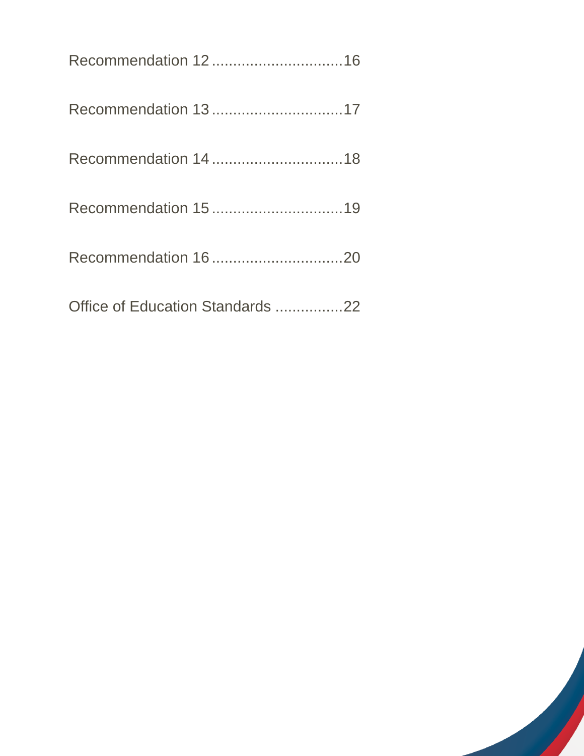Recommendation 12 ...............................16

Recommendation 13 ...............................17

Recommendation 14 ...............................18

Recommendation 15 ...............................19

Recommendation 16 ...............................20

Office of Education Standards ................22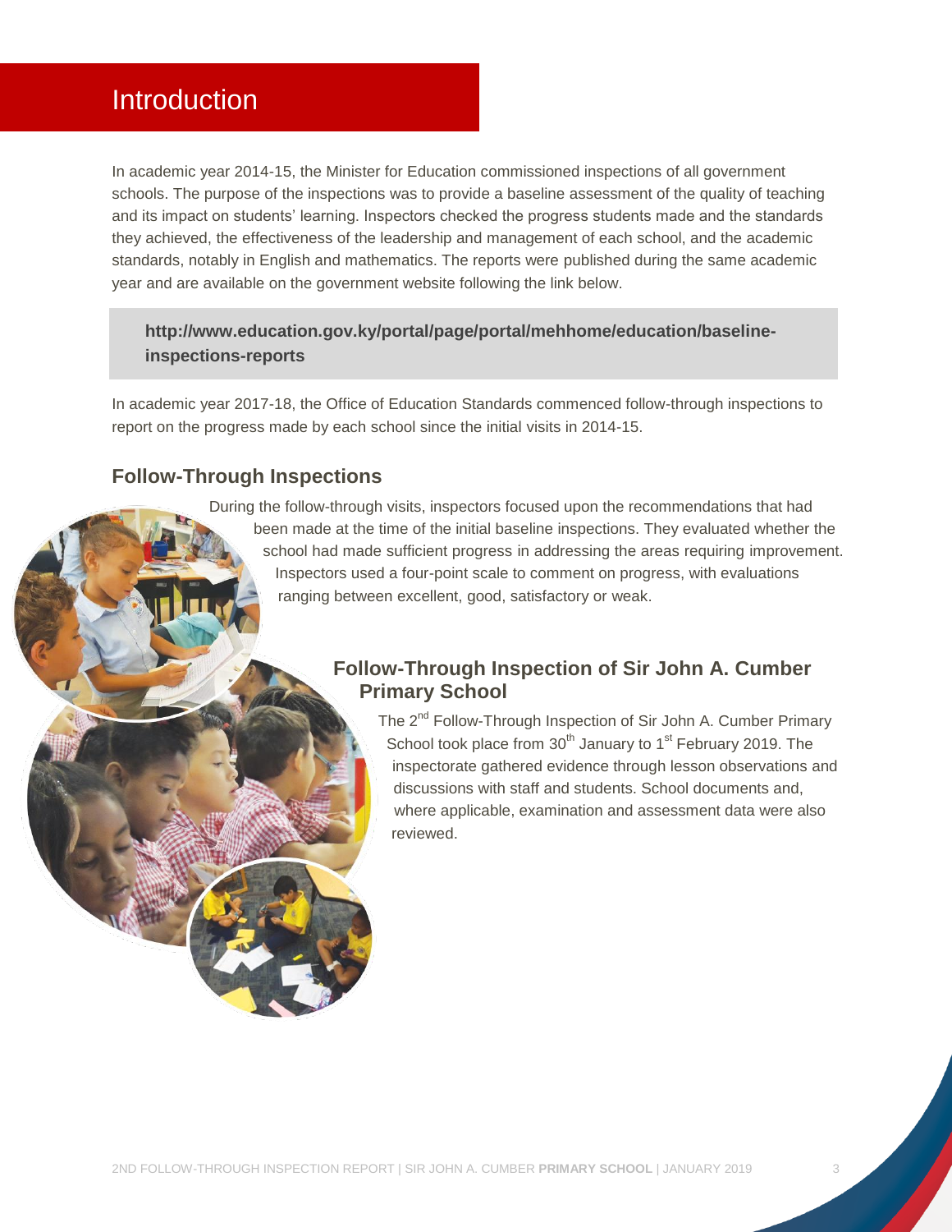# Introduction

In academic year 2014-15, the Minister for Education commissioned inspections of all government schools. The purpose of the inspections was to provide a baseline assessment of the quality of teaching and its impact on students' learning. Inspectors checked the progress students made and the standards they achieved, the effectiveness of the leadership and management of each school, and the academic standards, notably in English and mathematics. The reports were published during the same academic year and are available on the government website following the link below.

**http://www.education.gov.ky/portal/page/portal/mehhome/education/baseline-inspections-reports**

In academic year 2017-18, the Office of Education Standards commenced follow-through inspections to report on the progress made by each school since the initial visits in 2014-15.

## Follow-Through Inspections

During the follow-through visits, inspectors focused upon the recommendations that had been made at the time of the initial baseline inspections. They evaluated whether the school had made sufficient progress in addressing the areas requiring improvement. Inspectors used a four-point scale to comment on progress, with evaluations ranging between excellent, good, satisfactory or weak.

## Follow-Through Inspection of Sir John A. Cumber Primary School

The 2nd Follow-Through Inspection of Sir John A. Cumber Primary School took place from 30th January to 1st February 2019. The inspectorate gathered evidence through lesson observations and discussions with staff and students. School documents and, where applicable, examination and assessment data were also reviewed.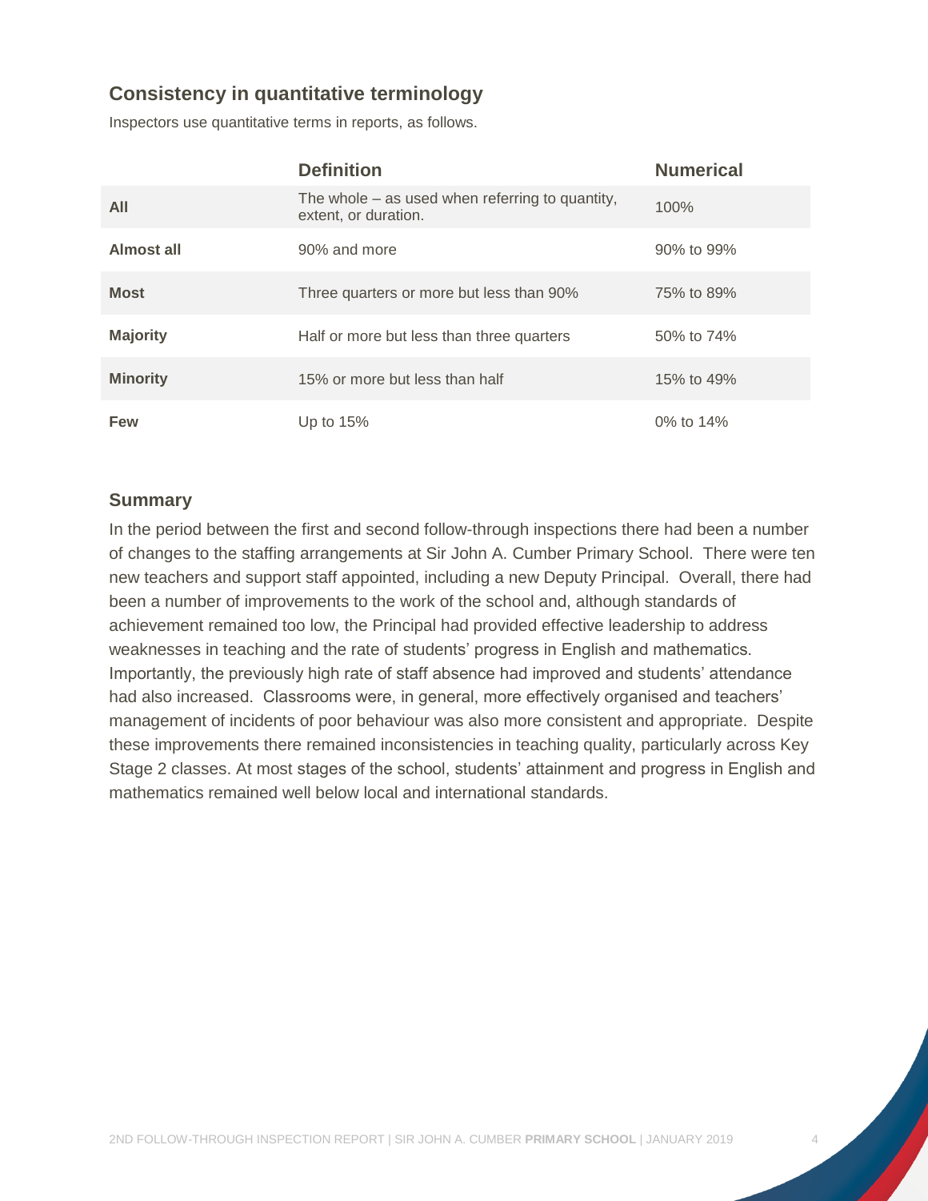## Consistency in quantitative terminology

Inspectors use quantitative terms in reports, as follows.

| | Definition | Numerical |
|---|---|---|
| **All** | The whole – as used when referring to quantity, extent, or duration. | 100% |
| **Almost all** | 90% and more | 90% to 99% |
| **Most** | Three quarters or more but less than 90% | 75% to 89% |
| **Majority** | Half or more but less than three quarters | 50% to 74% |
| **Minority** | 15% or more but less than half | 15% to 49% |
| **Few** | Up to 15% | 0% to 14% |

## Summary

In the period between the first and second follow-through inspections there had been a number of changes to the staffing arrangements at Sir John A. Cumber Primary School. There were ten new teachers and support staff appointed, including a new Deputy Principal. Overall, there had been a number of improvements to the work of the school and, although standards of achievement remained too low, the Principal had provided effective leadership to address weaknesses in teaching and the rate of students' progress in English and mathematics. Importantly, the previously high rate of staff absence had improved and students' attendance had also increased. Classrooms were, in general, more effectively organised and teachers' management of incidents of poor behaviour was also more consistent and appropriate. Despite these improvements there remained inconsistencies in teaching quality, particularly across Key Stage 2 classes. At most stages of the school, students' attainment and progress in English and mathematics remained well below local and international standards.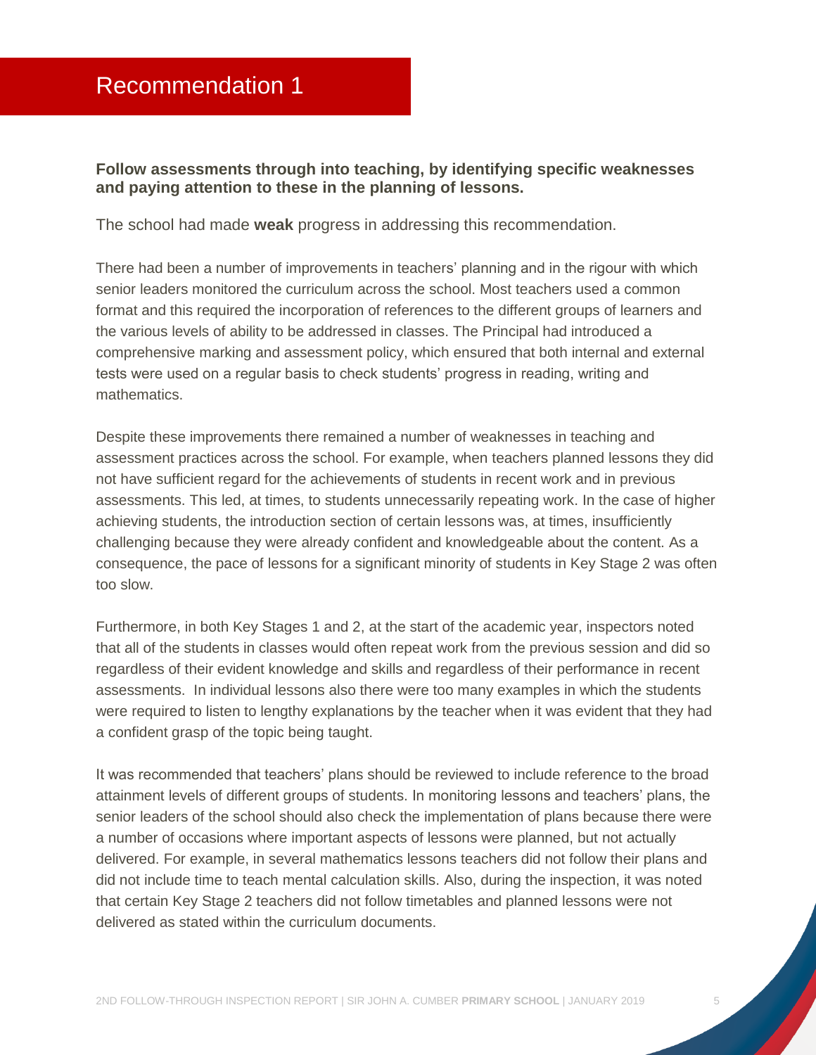# Recommendation 1

**Follow assessments through into teaching, by identifying specific weaknesses and paying attention to these in the planning of lessons.**

The school had made **weak** progress in addressing this recommendation.

There had been a number of improvements in teachers' planning and in the rigour with which senior leaders monitored the curriculum across the school. Most teachers used a common format and this required the incorporation of references to the different groups of learners and the various levels of ability to be addressed in classes. The Principal had introduced a comprehensive marking and assessment policy, which ensured that both internal and external tests were used on a regular basis to check students' progress in reading, writing and mathematics.

Despite these improvements there remained a number of weaknesses in teaching and assessment practices across the school. For example, when teachers planned lessons they did not have sufficient regard for the achievements of students in recent work and in previous assessments. This led, at times, to students unnecessarily repeating work. In the case of higher achieving students, the introduction section of certain lessons was, at times, insufficiently challenging because they were already confident and knowledgeable about the content. As a consequence, the pace of lessons for a significant minority of students in Key Stage 2 was often too slow.

Furthermore, in both Key Stages 1 and 2, at the start of the academic year, inspectors noted that all of the students in classes would often repeat work from the previous session and did so regardless of their evident knowledge and skills and regardless of their performance in recent assessments. In individual lessons also there were too many examples in which the students were required to listen to lengthy explanations by the teacher when it was evident that they had a confident grasp of the topic being taught.

It was recommended that teachers' plans should be reviewed to include reference to the broad attainment levels of different groups of students. In monitoring lessons and teachers' plans, the senior leaders of the school should also check the implementation of plans because there were a number of occasions where important aspects of lessons were planned, but not actually delivered. For example, in several mathematics lessons teachers did not follow their plans and did not include time to teach mental calculation skills. Also, during the inspection, it was noted that certain Key Stage 2 teachers did not follow timetables and planned lessons were not delivered as stated within the curriculum documents.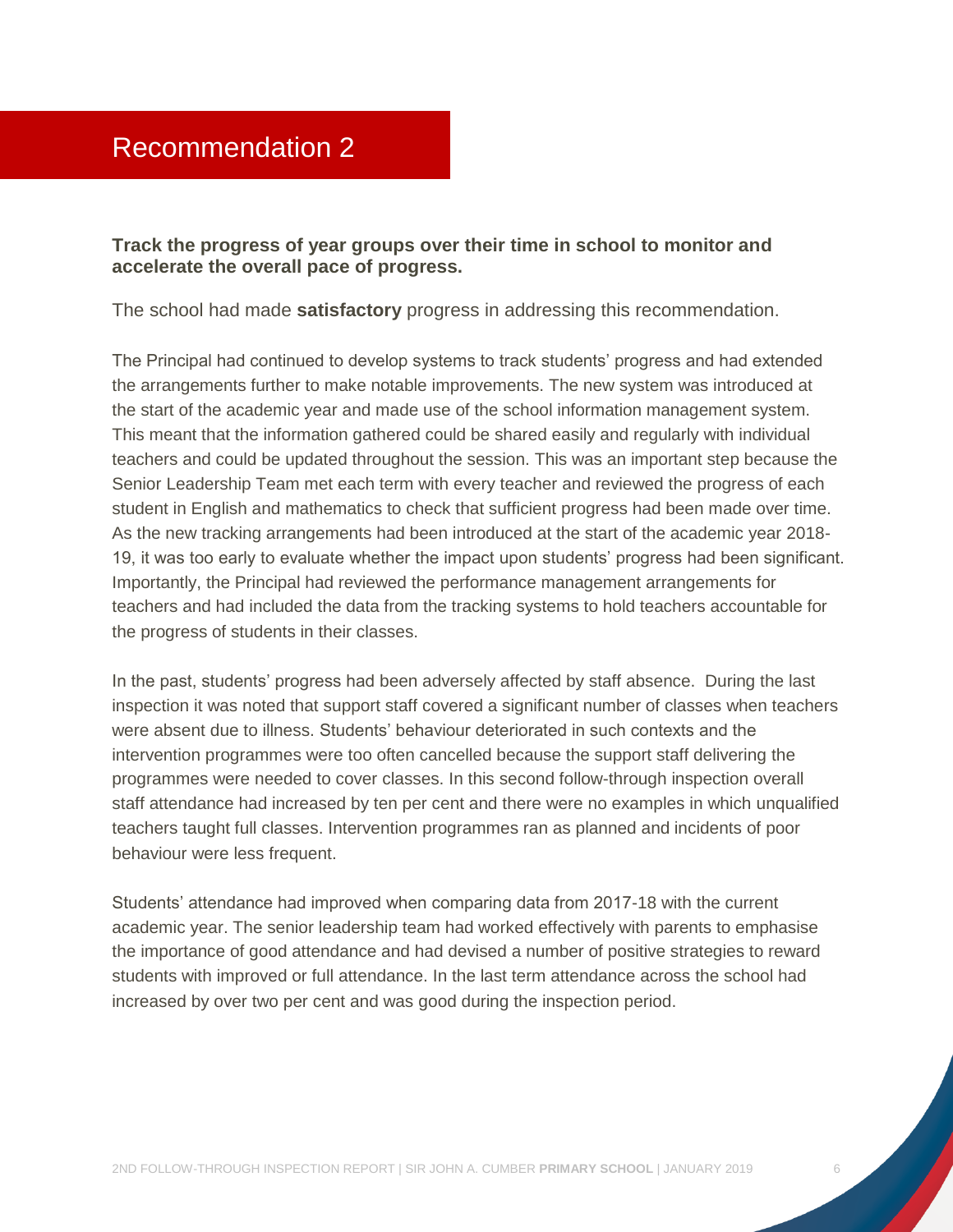# Recommendation 2

**Track the progress of year groups over their time in school to monitor and accelerate the overall pace of progress.**

The school had made **satisfactory** progress in addressing this recommendation.

The Principal had continued to develop systems to track students' progress and had extended the arrangements further to make notable improvements. The new system was introduced at the start of the academic year and made use of the school information management system. This meant that the information gathered could be shared easily and regularly with individual teachers and could be updated throughout the session. This was an important step because the Senior Leadership Team met each term with every teacher and reviewed the progress of each student in English and mathematics to check that sufficient progress had been made over time. As the new tracking arrangements had been introduced at the start of the academic year 2018-19, it was too early to evaluate whether the impact upon students' progress had been significant. Importantly, the Principal had reviewed the performance management arrangements for teachers and had included the data from the tracking systems to hold teachers accountable for the progress of students in their classes.

In the past, students' progress had been adversely affected by staff absence. During the last inspection it was noted that support staff covered a significant number of classes when teachers were absent due to illness. Students' behaviour deteriorated in such contexts and the intervention programmes were too often cancelled because the support staff delivering the programmes were needed to cover classes. In this second follow-through inspection overall staff attendance had increased by ten per cent and there were no examples in which unqualified teachers taught full classes. Intervention programmes ran as planned and incidents of poor behaviour were less frequent.

Students' attendance had improved when comparing data from 2017-18 with the current academic year. The senior leadership team had worked effectively with parents to emphasise the importance of good attendance and had devised a number of positive strategies to reward students with improved or full attendance. In the last term attendance across the school had increased by over two per cent and was good during the inspection period.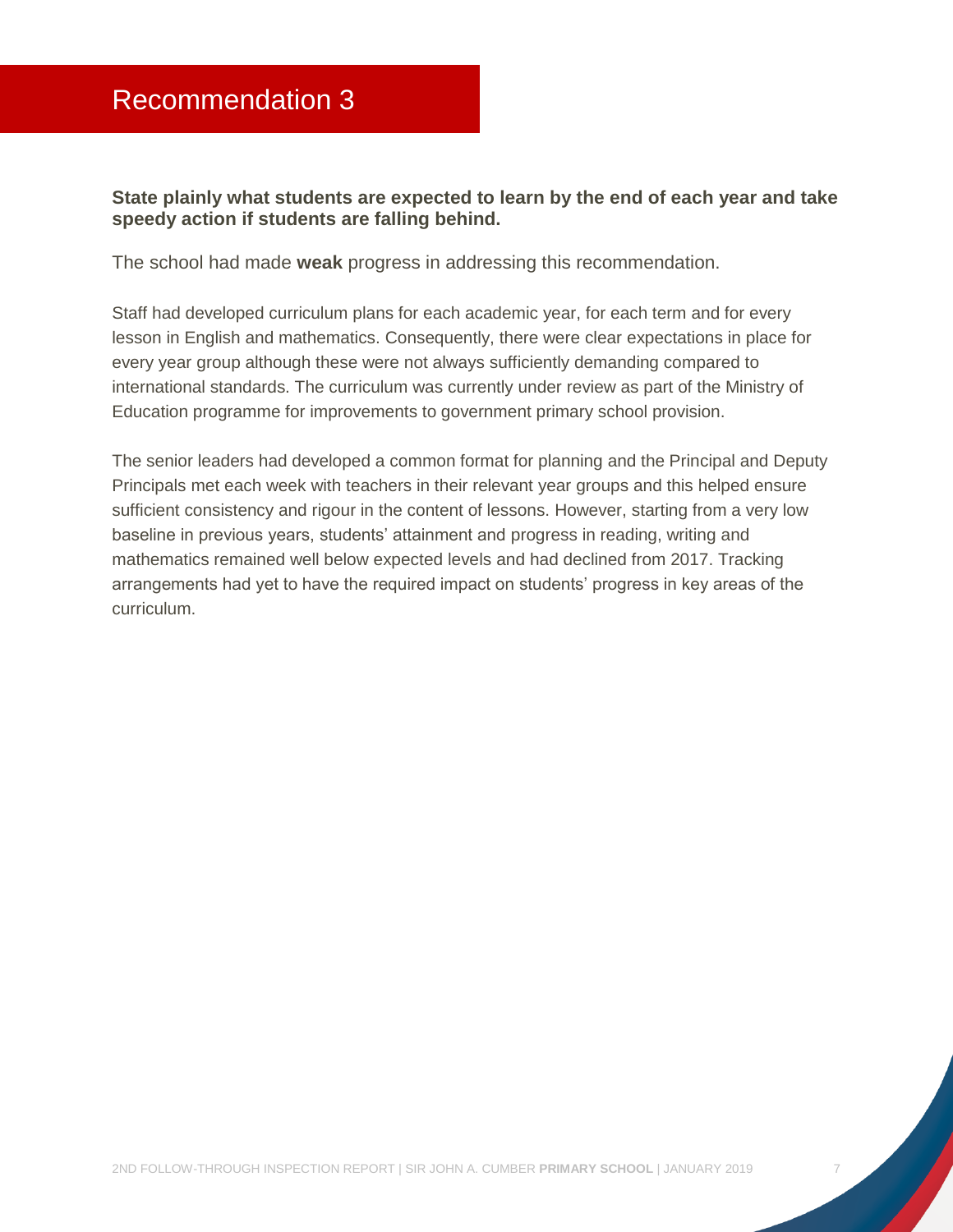## Recommendation 3

**State plainly what students are expected to learn by the end of each year and take speedy action if students are falling behind.**

The school had made **weak** progress in addressing this recommendation.

Staff had developed curriculum plans for each academic year, for each term and for every lesson in English and mathematics. Consequently, there were clear expectations in place for every year group although these were not always sufficiently demanding compared to international standards. The curriculum was currently under review as part of the Ministry of Education programme for improvements to government primary school provision.

The senior leaders had developed a common format for planning and the Principal and Deputy Principals met each week with teachers in their relevant year groups and this helped ensure sufficient consistency and rigour in the content of lessons. However, starting from a very low baseline in previous years, students' attainment and progress in reading, writing and mathematics remained well below expected levels and had declined from 2017. Tracking arrangements had yet to have the required impact on students' progress in key areas of the curriculum.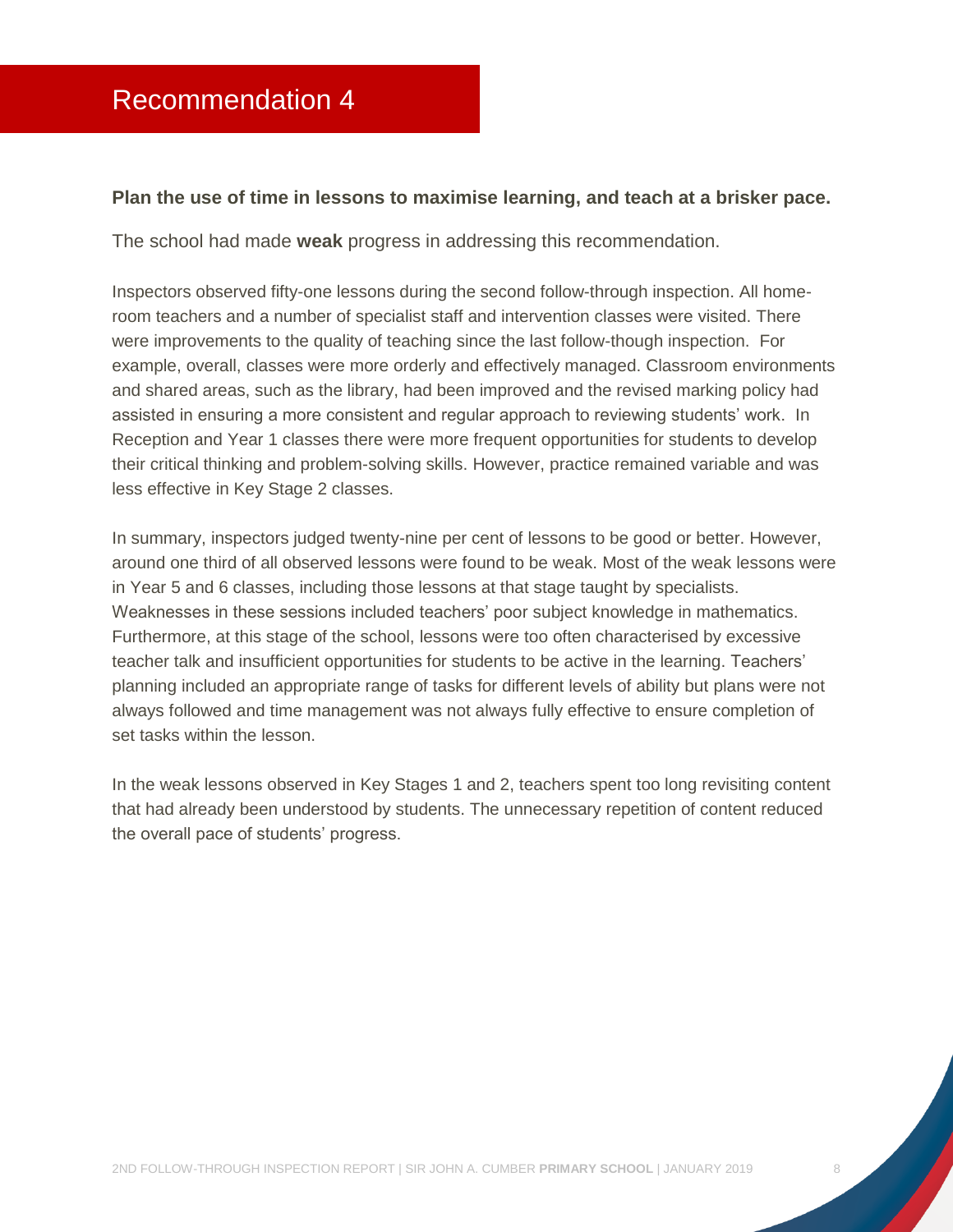# Recommendation 4

**Plan the use of time in lessons to maximise learning, and teach at a brisker pace.**

The school had made **weak** progress in addressing this recommendation.

Inspectors observed fifty-one lessons during the second follow-through inspection. All home-room teachers and a number of specialist staff and intervention classes were visited. There were improvements to the quality of teaching since the last follow-though inspection. For example, overall, classes were more orderly and effectively managed. Classroom environments and shared areas, such as the library, had been improved and the revised marking policy had assisted in ensuring a more consistent and regular approach to reviewing students' work. In Reception and Year 1 classes there were more frequent opportunities for students to develop their critical thinking and problem-solving skills. However, practice remained variable and was less effective in Key Stage 2 classes.

In summary, inspectors judged twenty-nine per cent of lessons to be good or better. However, around one third of all observed lessons were found to be weak. Most of the weak lessons were in Year 5 and 6 classes, including those lessons at that stage taught by specialists. Weaknesses in these sessions included teachers' poor subject knowledge in mathematics. Furthermore, at this stage of the school, lessons were too often characterised by excessive teacher talk and insufficient opportunities for students to be active in the learning. Teachers' planning included an appropriate range of tasks for different levels of ability but plans were not always followed and time management was not always fully effective to ensure completion of set tasks within the lesson.

In the weak lessons observed in Key Stages 1 and 2, teachers spent too long revisiting content that had already been understood by students. The unnecessary repetition of content reduced the overall pace of students' progress.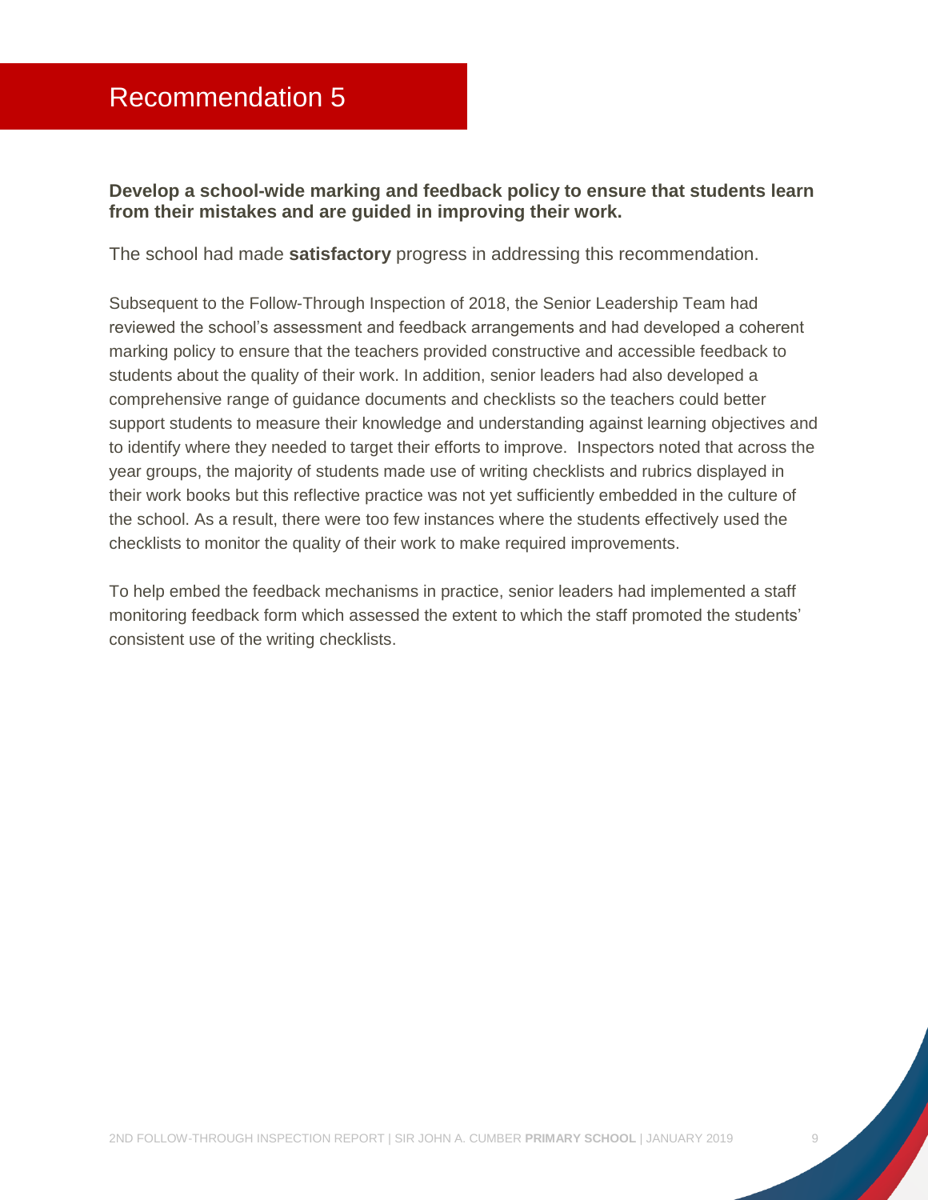# Recommendation 5

**Develop a school-wide marking and feedback policy to ensure that students learn from their mistakes and are guided in improving their work.**

The school had made **satisfactory** progress in addressing this recommendation.

Subsequent to the Follow-Through Inspection of 2018, the Senior Leadership Team had reviewed the school's assessment and feedback arrangements and had developed a coherent marking policy to ensure that the teachers provided constructive and accessible feedback to students about the quality of their work. In addition, senior leaders had also developed a comprehensive range of guidance documents and checklists so the teachers could better support students to measure their knowledge and understanding against learning objectives and to identify where they needed to target their efforts to improve. Inspectors noted that across the year groups, the majority of students made use of writing checklists and rubrics displayed in their work books but this reflective practice was not yet sufficiently embedded in the culture of the school. As a result, there were too few instances where the students effectively used the checklists to monitor the quality of their work to make required improvements.

To help embed the feedback mechanisms in practice, senior leaders had implemented a staff monitoring feedback form which assessed the extent to which the staff promoted the students' consistent use of the writing checklists.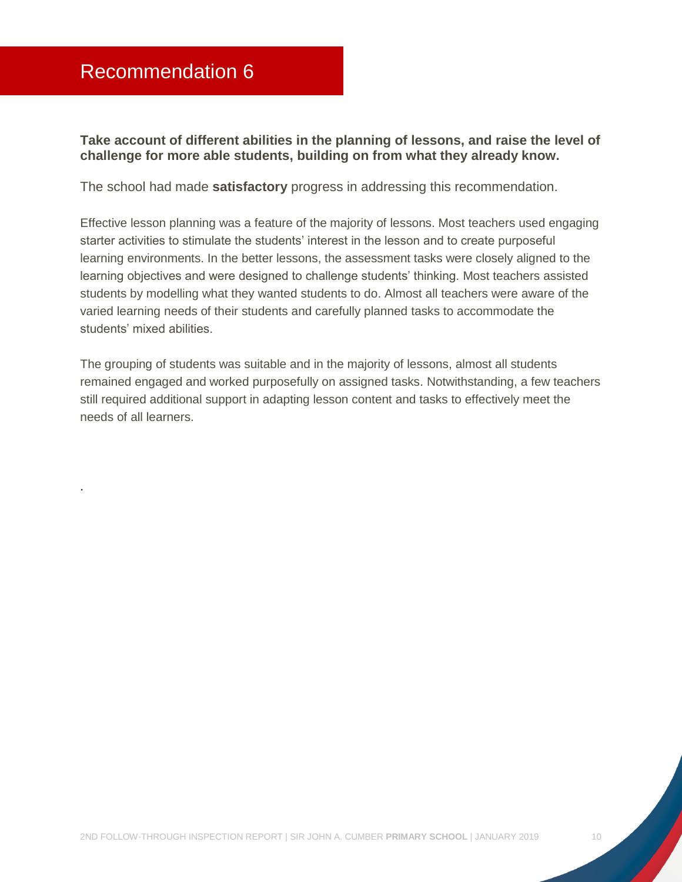# Recommendation 6

**Take account of different abilities in the planning of lessons, and raise the level of challenge for more able students, building on from what they already know.**

The school had made **satisfactory** progress in addressing this recommendation.

Effective lesson planning was a feature of the majority of lessons. Most teachers used engaging starter activities to stimulate the students' interest in the lesson and to create purposeful learning environments. In the better lessons, the assessment tasks were closely aligned to the learning objectives and were designed to challenge students' thinking. Most teachers assisted students by modelling what they wanted students to do. Almost all teachers were aware of the varied learning needs of their students and carefully planned tasks to accommodate the students' mixed abilities.

The grouping of students was suitable and in the majority of lessons, almost all students remained engaged and worked purposefully on assigned tasks. Notwithstanding, a few teachers still required additional support in adapting lesson content and tasks to effectively meet the needs of all learners.

.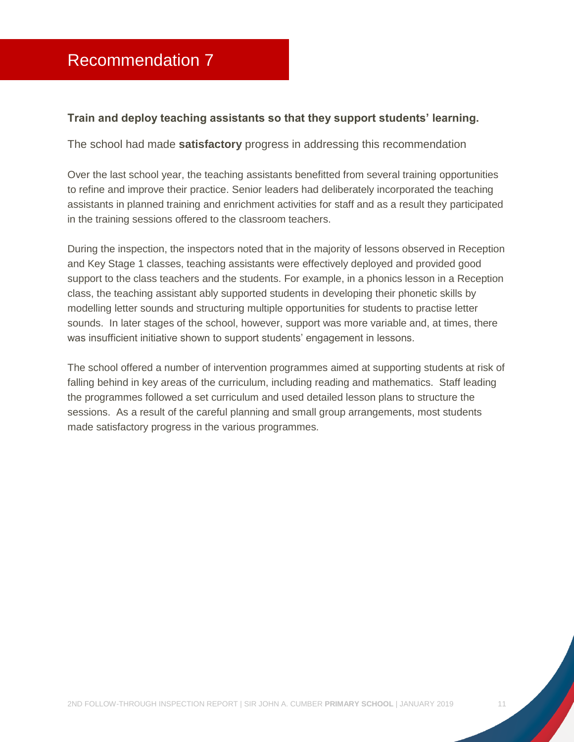# Recommendation 7

**Train and deploy teaching assistants so that they support students' learning.**

The school had made **satisfactory** progress in addressing this recommendation

Over the last school year, the teaching assistants benefitted from several training opportunities to refine and improve their practice. Senior leaders had deliberately incorporated the teaching assistants in planned training and enrichment activities for staff and as a result they participated in the training sessions offered to the classroom teachers.

During the inspection, the inspectors noted that in the majority of lessons observed in Reception and Key Stage 1 classes, teaching assistants were effectively deployed and provided good support to the class teachers and the students. For example, in a phonics lesson in a Reception class, the teaching assistant ably supported students in developing their phonetic skills by modelling letter sounds and structuring multiple opportunities for students to practise letter sounds. In later stages of the school, however, support was more variable and, at times, there was insufficient initiative shown to support students' engagement in lessons.

The school offered a number of intervention programmes aimed at supporting students at risk of falling behind in key areas of the curriculum, including reading and mathematics. Staff leading the programmes followed a set curriculum and used detailed lesson plans to structure the sessions. As a result of the careful planning and small group arrangements, most students made satisfactory progress in the various programmes.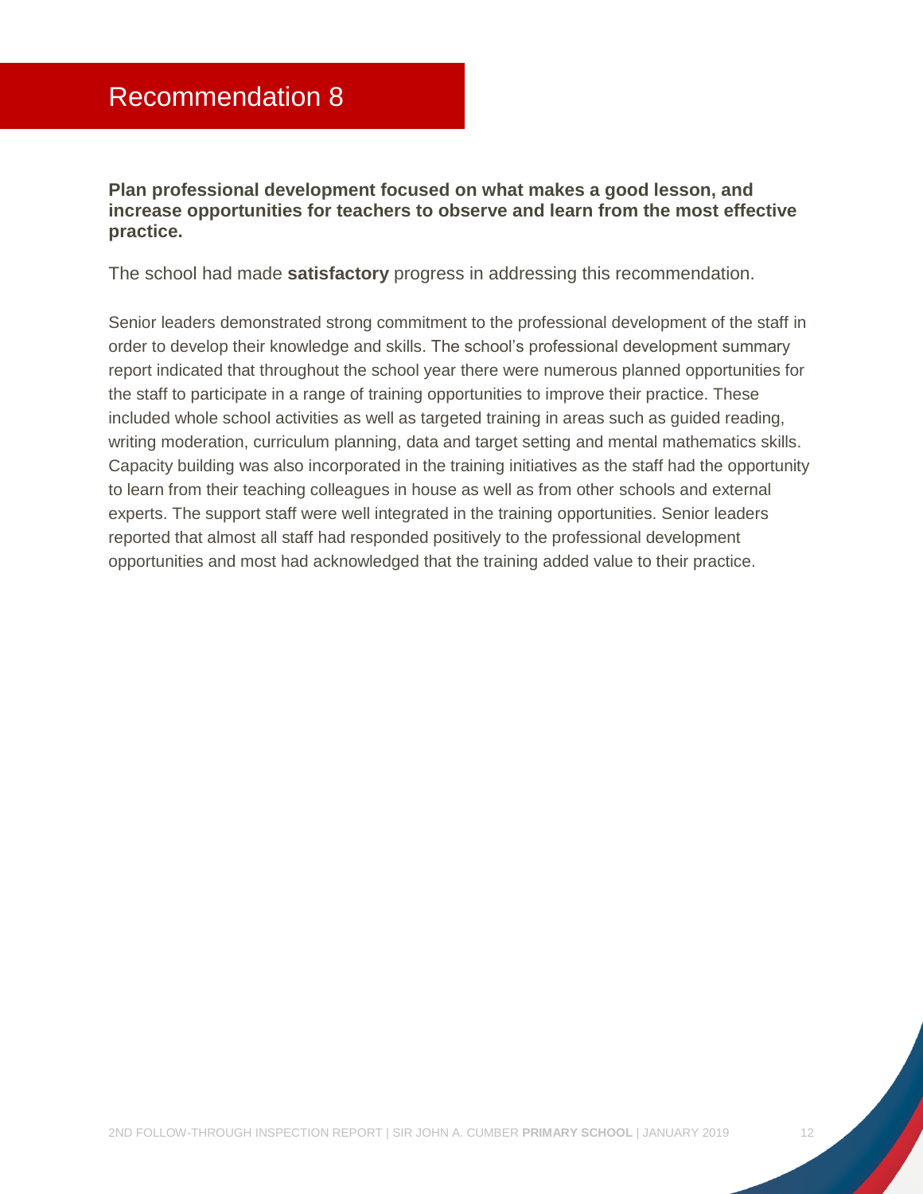# Recommendation 8

**Plan professional development focused on what makes a good lesson, and increase opportunities for teachers to observe and learn from the most effective practice.**

The school had made **satisfactory** progress in addressing this recommendation.

Senior leaders demonstrated strong commitment to the professional development of the staff in order to develop their knowledge and skills. The school's professional development summary report indicated that throughout the school year there were numerous planned opportunities for the staff to participate in a range of training opportunities to improve their practice. These included whole school activities as well as targeted training in areas such as guided reading, writing moderation, curriculum planning, data and target setting and mental mathematics skills. Capacity building was also incorporated in the training initiatives as the staff had the opportunity to learn from their teaching colleagues in house as well as from other schools and external experts. The support staff were well integrated in the training opportunities. Senior leaders reported that almost all staff had responded positively to the professional development opportunities and most had acknowledged that the training added value to their practice.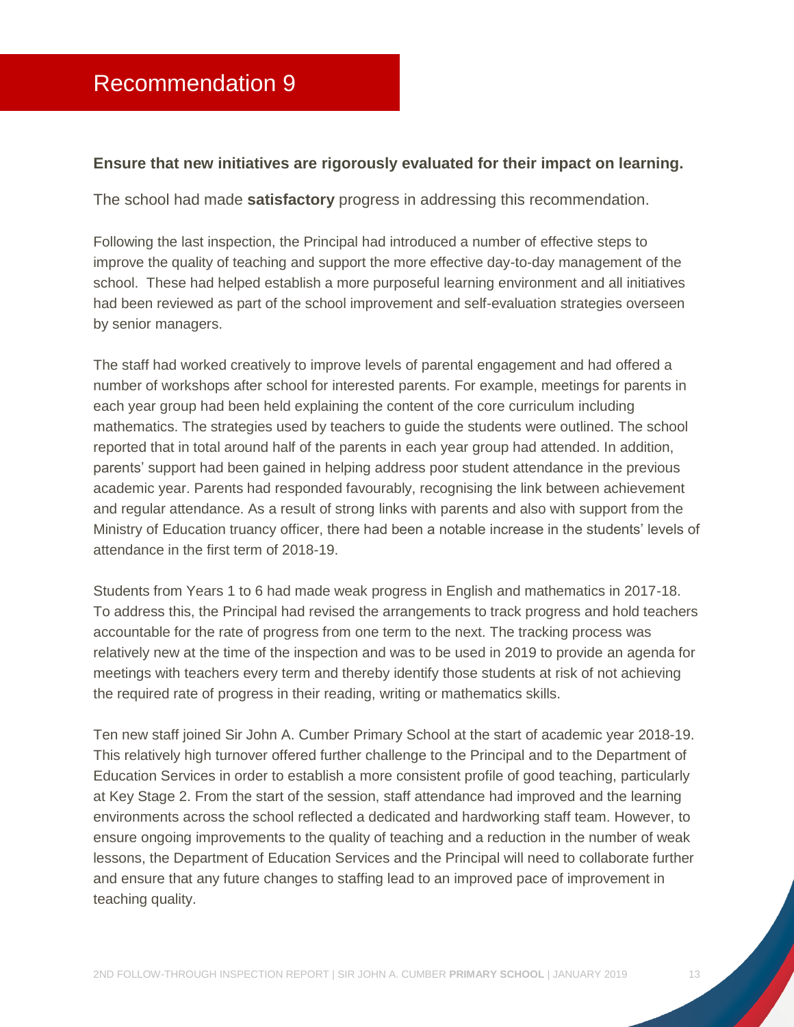# Recommendation 9

**Ensure that new initiatives are rigorously evaluated for their impact on learning.**

The school had made **satisfactory** progress in addressing this recommendation.

Following the last inspection, the Principal had introduced a number of effective steps to improve the quality of teaching and support the more effective day-to-day management of the school. These had helped establish a more purposeful learning environment and all initiatives had been reviewed as part of the school improvement and self-evaluation strategies overseen by senior managers.

The staff had worked creatively to improve levels of parental engagement and had offered a number of workshops after school for interested parents. For example, meetings for parents in each year group had been held explaining the content of the core curriculum including mathematics. The strategies used by teachers to guide the students were outlined. The school reported that in total around half of the parents in each year group had attended. In addition, parents' support had been gained in helping address poor student attendance in the previous academic year. Parents had responded favourably, recognising the link between achievement and regular attendance. As a result of strong links with parents and also with support from the Ministry of Education truancy officer, there had been a notable increase in the students' levels of attendance in the first term of 2018-19.

Students from Years 1 to 6 had made weak progress in English and mathematics in 2017-18. To address this, the Principal had revised the arrangements to track progress and hold teachers accountable for the rate of progress from one term to the next. The tracking process was relatively new at the time of the inspection and was to be used in 2019 to provide an agenda for meetings with teachers every term and thereby identify those students at risk of not achieving the required rate of progress in their reading, writing or mathematics skills.

Ten new staff joined Sir John A. Cumber Primary School at the start of academic year 2018-19. This relatively high turnover offered further challenge to the Principal and to the Department of Education Services in order to establish a more consistent profile of good teaching, particularly at Key Stage 2. From the start of the session, staff attendance had improved and the learning environments across the school reflected a dedicated and hardworking staff team. However, to ensure ongoing improvements to the quality of teaching and a reduction in the number of weak lessons, the Department of Education Services and the Principal will need to collaborate further and ensure that any future changes to staffing lead to an improved pace of improvement in teaching quality.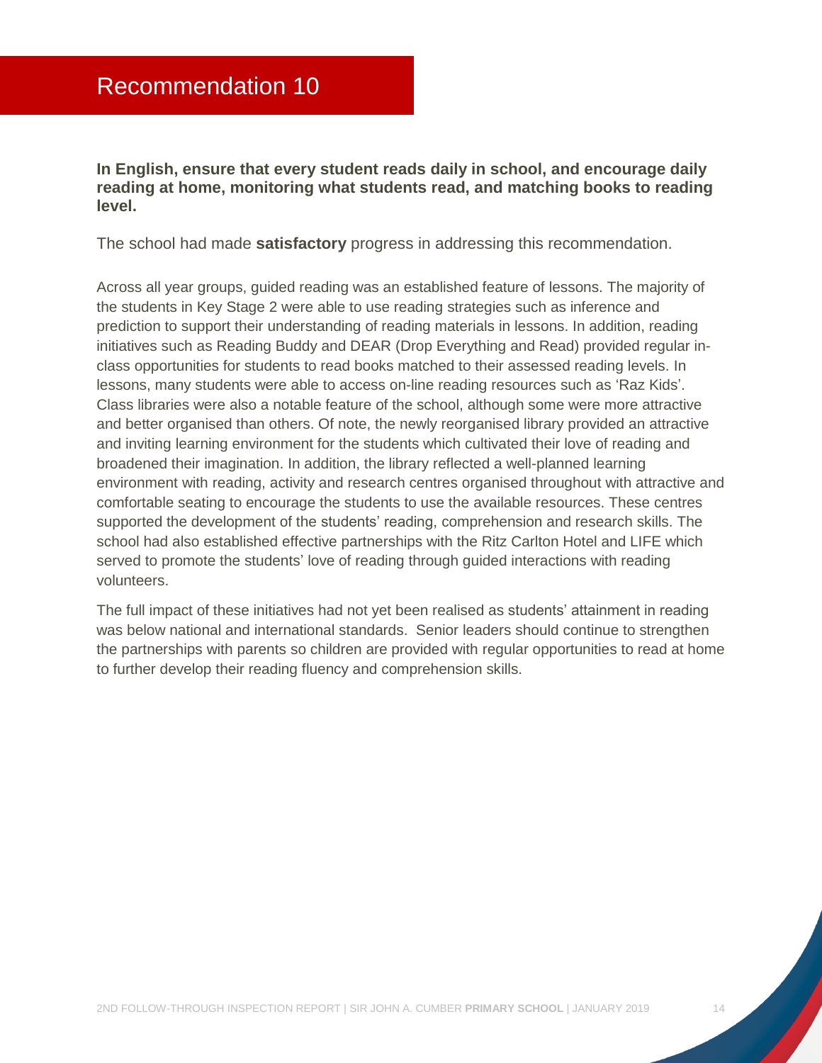## Recommendation 10

**In English, ensure that every student reads daily in school, and encourage daily reading at home, monitoring what students read, and matching books to reading level.**

The school had made **satisfactory** progress in addressing this recommendation.

Across all year groups, guided reading was an established feature of lessons. The majority of the students in Key Stage 2 were able to use reading strategies such as inference and prediction to support their understanding of reading materials in lessons. In addition, reading initiatives such as Reading Buddy and DEAR (Drop Everything and Read) provided regular in-class opportunities for students to read books matched to their assessed reading levels. In lessons, many students were able to access on-line reading resources such as 'Raz Kids'. Class libraries were also a notable feature of the school, although some were more attractive and better organised than others. Of note, the newly reorganised library provided an attractive and inviting learning environment for the students which cultivated their love of reading and broadened their imagination. In addition, the library reflected a well-planned learning environment with reading, activity and research centres organised throughout with attractive and comfortable seating to encourage the students to use the available resources. These centres supported the development of the students' reading, comprehension and research skills. The school had also established effective partnerships with the Ritz Carlton Hotel and LIFE which served to promote the students' love of reading through guided interactions with reading volunteers.

The full impact of these initiatives had not yet been realised as students' attainment in reading was below national and international standards. Senior leaders should continue to strengthen the partnerships with parents so children are provided with regular opportunities to read at home to further develop their reading fluency and comprehension skills.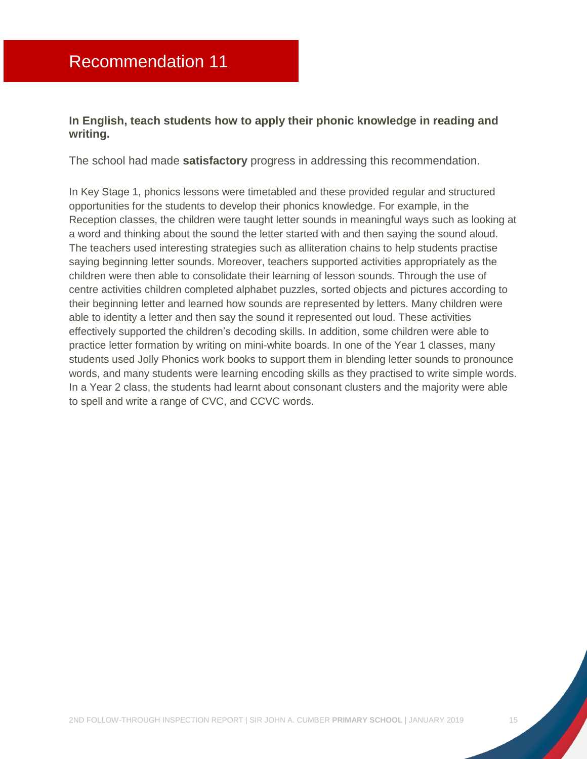# Recommendation 11

**In English, teach students how to apply their phonic knowledge in reading and writing.**

The school had made **satisfactory** progress in addressing this recommendation.

In Key Stage 1, phonics lessons were timetabled and these provided regular and structured opportunities for the students to develop their phonics knowledge. For example, in the Reception classes, the children were taught letter sounds in meaningful ways such as looking at a word and thinking about the sound the letter started with and then saying the sound aloud. The teachers used interesting strategies such as alliteration chains to help students practise saying beginning letter sounds. Moreover, teachers supported activities appropriately as the children were then able to consolidate their learning of lesson sounds. Through the use of centre activities children completed alphabet puzzles, sorted objects and pictures according to their beginning letter and learned how sounds are represented by letters. Many children were able to identity a letter and then say the sound it represented out loud. These activities effectively supported the children's decoding skills. In addition, some children were able to practice letter formation by writing on mini-white boards. In one of the Year 1 classes, many students used Jolly Phonics work books to support them in blending letter sounds to pronounce words, and many students were learning encoding skills as they practised to write simple words. In a Year 2 class, the students had learnt about consonant clusters and the majority were able to spell and write a range of CVC, and CCVC words.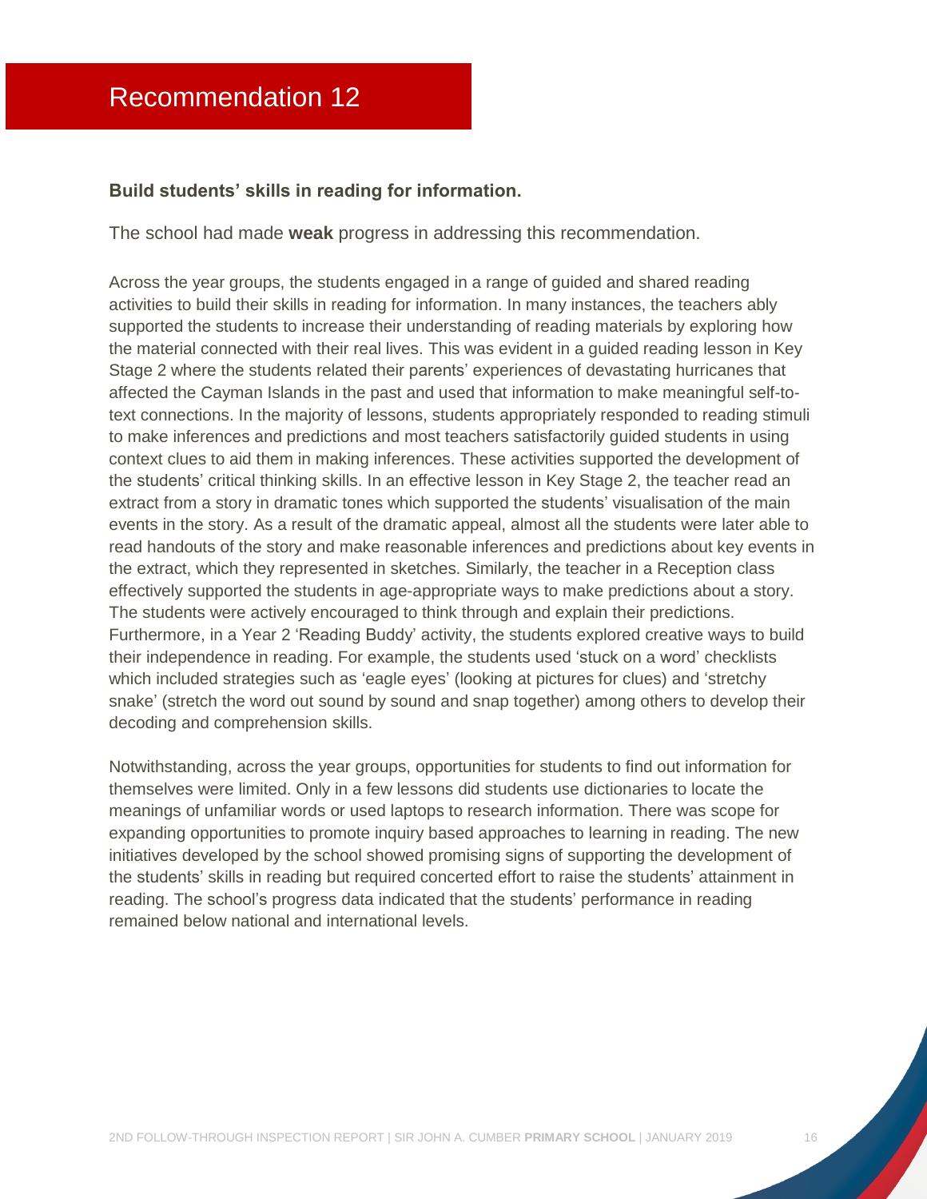# Recommendation 12

**Build students' skills in reading for information.**

The school had made **weak** progress in addressing this recommendation.

Across the year groups, the students engaged in a range of guided and shared reading activities to build their skills in reading for information. In many instances, the teachers ably supported the students to increase their understanding of reading materials by exploring how the material connected with their real lives. This was evident in a guided reading lesson in Key Stage 2 where the students related their parents' experiences of devastating hurricanes that affected the Cayman Islands in the past and used that information to make meaningful self-to-text connections. In the majority of lessons, students appropriately responded to reading stimuli to make inferences and predictions and most teachers satisfactorily guided students in using context clues to aid them in making inferences. These activities supported the development of the students' critical thinking skills. In an effective lesson in Key Stage 2, the teacher read an extract from a story in dramatic tones which supported the students' visualisation of the main events in the story. As a result of the dramatic appeal, almost all the students were later able to read handouts of the story and make reasonable inferences and predictions about key events in the extract, which they represented in sketches. Similarly, the teacher in a Reception class effectively supported the students in age-appropriate ways to make predictions about a story. The students were actively encouraged to think through and explain their predictions. Furthermore, in a Year 2 'Reading Buddy' activity, the students explored creative ways to build their independence in reading. For example, the students used 'stuck on a word' checklists which included strategies such as 'eagle eyes' (looking at pictures for clues) and 'stretchy snake' (stretch the word out sound by sound and snap together) among others to develop their decoding and comprehension skills.

Notwithstanding, across the year groups, opportunities for students to find out information for themselves were limited. Only in a few lessons did students use dictionaries to locate the meanings of unfamiliar words or used laptops to research information. There was scope for expanding opportunities to promote inquiry based approaches to learning in reading. The new initiatives developed by the school showed promising signs of supporting the development of the students' skills in reading but required concerted effort to raise the students' attainment in reading. The school's progress data indicated that the students' performance in reading remained below national and international levels.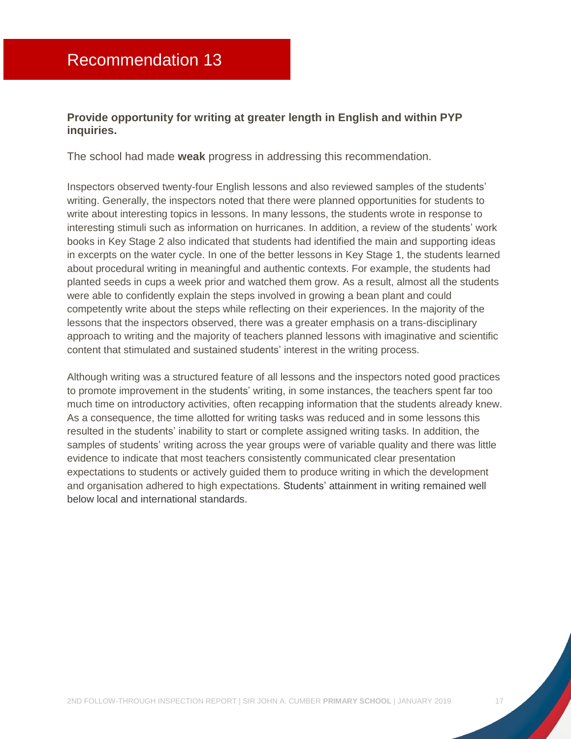# Recommendation 13

**Provide opportunity for writing at greater length in English and within PYP inquiries.**

The school had made **weak** progress in addressing this recommendation.

Inspectors observed twenty-four English lessons and also reviewed samples of the students' writing. Generally, the inspectors noted that there were planned opportunities for students to write about interesting topics in lessons. In many lessons, the students wrote in response to interesting stimuli such as information on hurricanes. In addition, a review of the students' work books in Key Stage 2 also indicated that students had identified the main and supporting ideas in excerpts on the water cycle. In one of the better lessons in Key Stage 1, the students learned about procedural writing in meaningful and authentic contexts. For example, the students had planted seeds in cups a week prior and watched them grow. As a result, almost all the students were able to confidently explain the steps involved in growing a bean plant and could competently write about the steps while reflecting on their experiences. In the majority of the lessons that the inspectors observed, there was a greater emphasis on a trans-disciplinary approach to writing and the majority of teachers planned lessons with imaginative and scientific content that stimulated and sustained students' interest in the writing process.

Although writing was a structured feature of all lessons and the inspectors noted good practices to promote improvement in the students' writing, in some instances, the teachers spent far too much time on introductory activities, often recapping information that the students already knew. As a consequence, the time allotted for writing tasks was reduced and in some lessons this resulted in the students' inability to start or complete assigned writing tasks. In addition, the samples of students' writing across the year groups were of variable quality and there was little evidence to indicate that most teachers consistently communicated clear presentation expectations to students or actively guided them to produce writing in which the development and organisation adhered to high expectations. Students' attainment in writing remained well below local and international standards.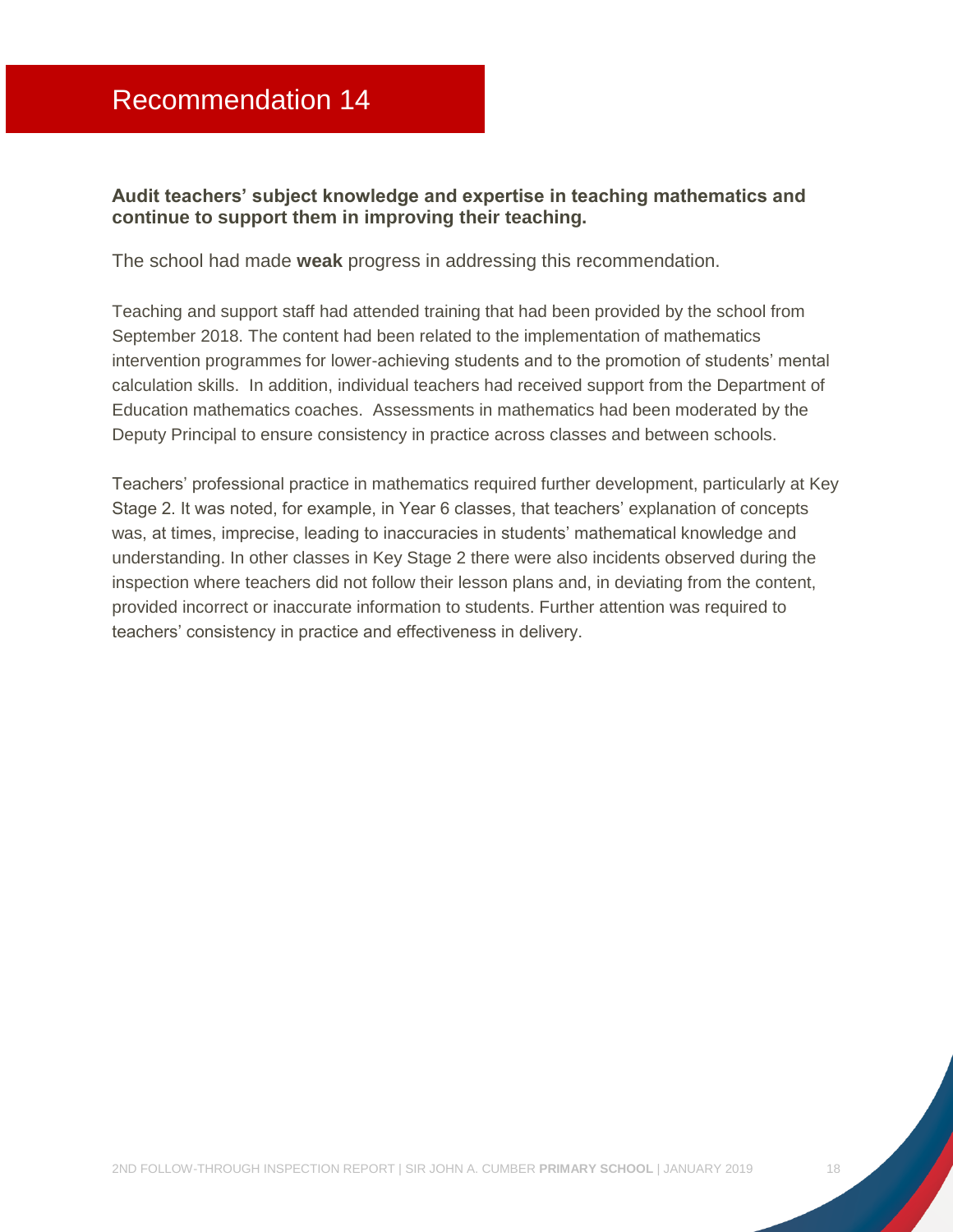# Recommendation 14

**Audit teachers' subject knowledge and expertise in teaching mathematics and continue to support them in improving their teaching.**

The school had made **weak** progress in addressing this recommendation.

Teaching and support staff had attended training that had been provided by the school from September 2018. The content had been related to the implementation of mathematics intervention programmes for lower-achieving students and to the promotion of students' mental calculation skills. In addition, individual teachers had received support from the Department of Education mathematics coaches. Assessments in mathematics had been moderated by the Deputy Principal to ensure consistency in practice across classes and between schools.

Teachers' professional practice in mathematics required further development, particularly at Key Stage 2. It was noted, for example, in Year 6 classes, that teachers' explanation of concepts was, at times, imprecise, leading to inaccuracies in students' mathematical knowledge and understanding. In other classes in Key Stage 2 there were also incidents observed during the inspection where teachers did not follow their lesson plans and, in deviating from the content, provided incorrect or inaccurate information to students. Further attention was required to teachers' consistency in practice and effectiveness in delivery.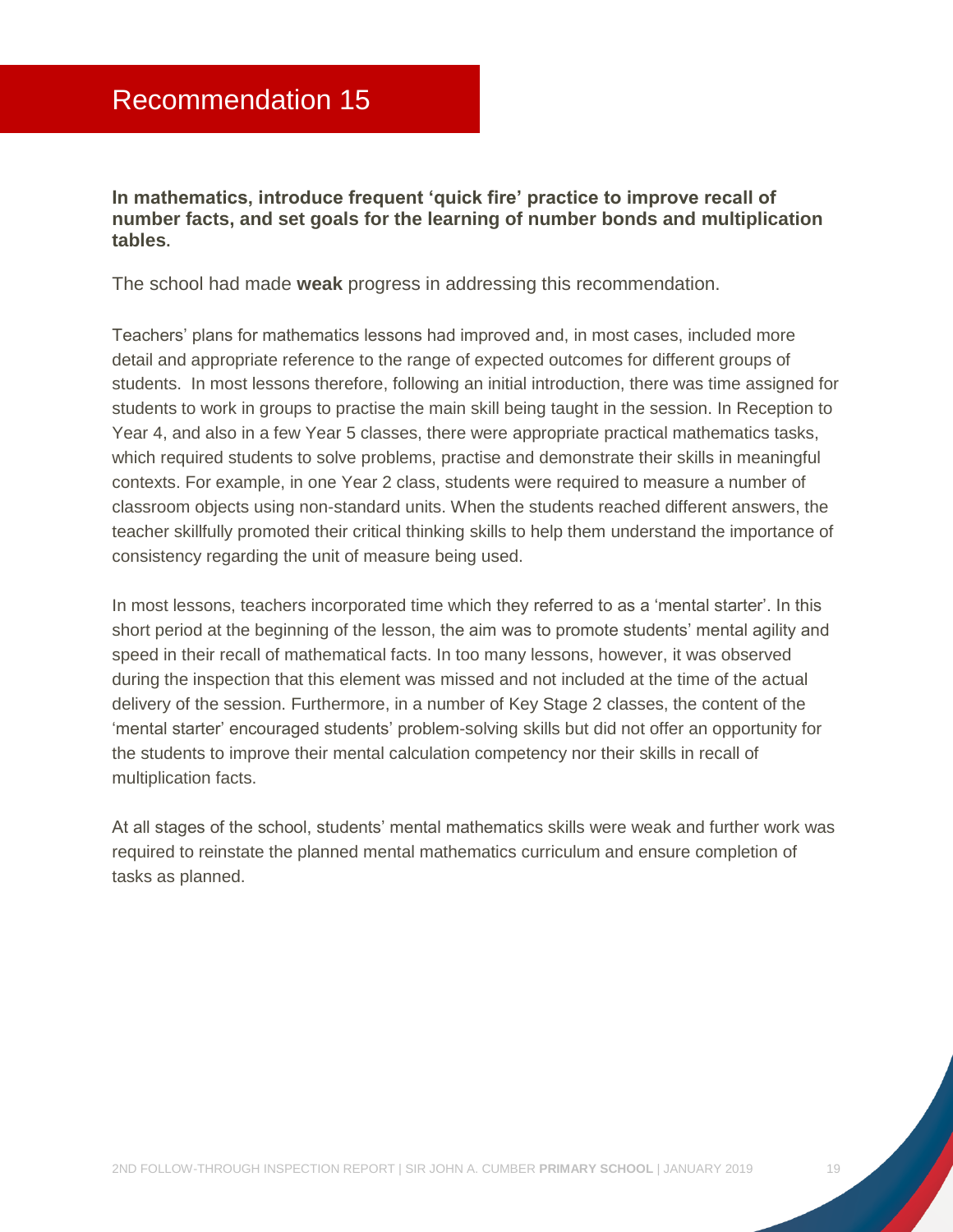# Recommendation 15

**In mathematics, introduce frequent 'quick fire' practice to improve recall of number facts, and set goals for the learning of number bonds and multiplication tables.**

The school had made **weak** progress in addressing this recommendation.

Teachers' plans for mathematics lessons had improved and, in most cases, included more detail and appropriate reference to the range of expected outcomes for different groups of students. In most lessons therefore, following an initial introduction, there was time assigned for students to work in groups to practise the main skill being taught in the session. In Reception to Year 4, and also in a few Year 5 classes, there were appropriate practical mathematics tasks, which required students to solve problems, practise and demonstrate their skills in meaningful contexts. For example, in one Year 2 class, students were required to measure a number of classroom objects using non-standard units. When the students reached different answers, the teacher skillfully promoted their critical thinking skills to help them understand the importance of consistency regarding the unit of measure being used.

In most lessons, teachers incorporated time which they referred to as a 'mental starter'. In this short period at the beginning of the lesson, the aim was to promote students' mental agility and speed in their recall of mathematical facts. In too many lessons, however, it was observed during the inspection that this element was missed and not included at the time of the actual delivery of the session. Furthermore, in a number of Key Stage 2 classes, the content of the 'mental starter' encouraged students' problem-solving skills but did not offer an opportunity for the students to improve their mental calculation competency nor their skills in recall of multiplication facts.

At all stages of the school, students' mental mathematics skills were weak and further work was required to reinstate the planned mental mathematics curriculum and ensure completion of tasks as planned.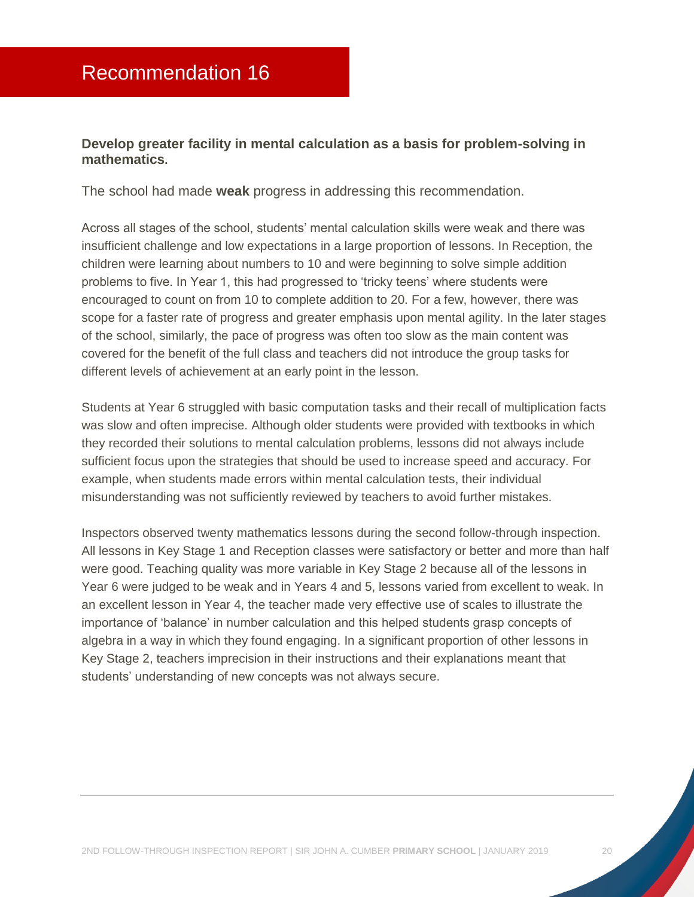# Recommendation 16

**Develop greater facility in mental calculation as a basis for problem-solving in mathematics.**

The school had made **weak** progress in addressing this recommendation.

Across all stages of the school, students' mental calculation skills were weak and there was insufficient challenge and low expectations in a large proportion of lessons. In Reception, the children were learning about numbers to 10 and were beginning to solve simple addition problems to five. In Year 1, this had progressed to 'tricky teens' where students were encouraged to count on from 10 to complete addition to 20. For a few, however, there was scope for a faster rate of progress and greater emphasis upon mental agility. In the later stages of the school, similarly, the pace of progress was often too slow as the main content was covered for the benefit of the full class and teachers did not introduce the group tasks for different levels of achievement at an early point in the lesson.

Students at Year 6 struggled with basic computation tasks and their recall of multiplication facts was slow and often imprecise. Although older students were provided with textbooks in which they recorded their solutions to mental calculation problems, lessons did not always include sufficient focus upon the strategies that should be used to increase speed and accuracy. For example, when students made errors within mental calculation tests, their individual misunderstanding was not sufficiently reviewed by teachers to avoid further mistakes.

Inspectors observed twenty mathematics lessons during the second follow-through inspection. All lessons in Key Stage 1 and Reception classes were satisfactory or better and more than half were good. Teaching quality was more variable in Key Stage 2 because all of the lessons in Year 6 were judged to be weak and in Years 4 and 5, lessons varied from excellent to weak. In an excellent lesson in Year 4, the teacher made very effective use of scales to illustrate the importance of 'balance' in number calculation and this helped students grasp concepts of algebra in a way in which they found engaging. In a significant proportion of other lessons in Key Stage 2, teachers imprecision in their instructions and their explanations meant that students' understanding of new concepts was not always secure.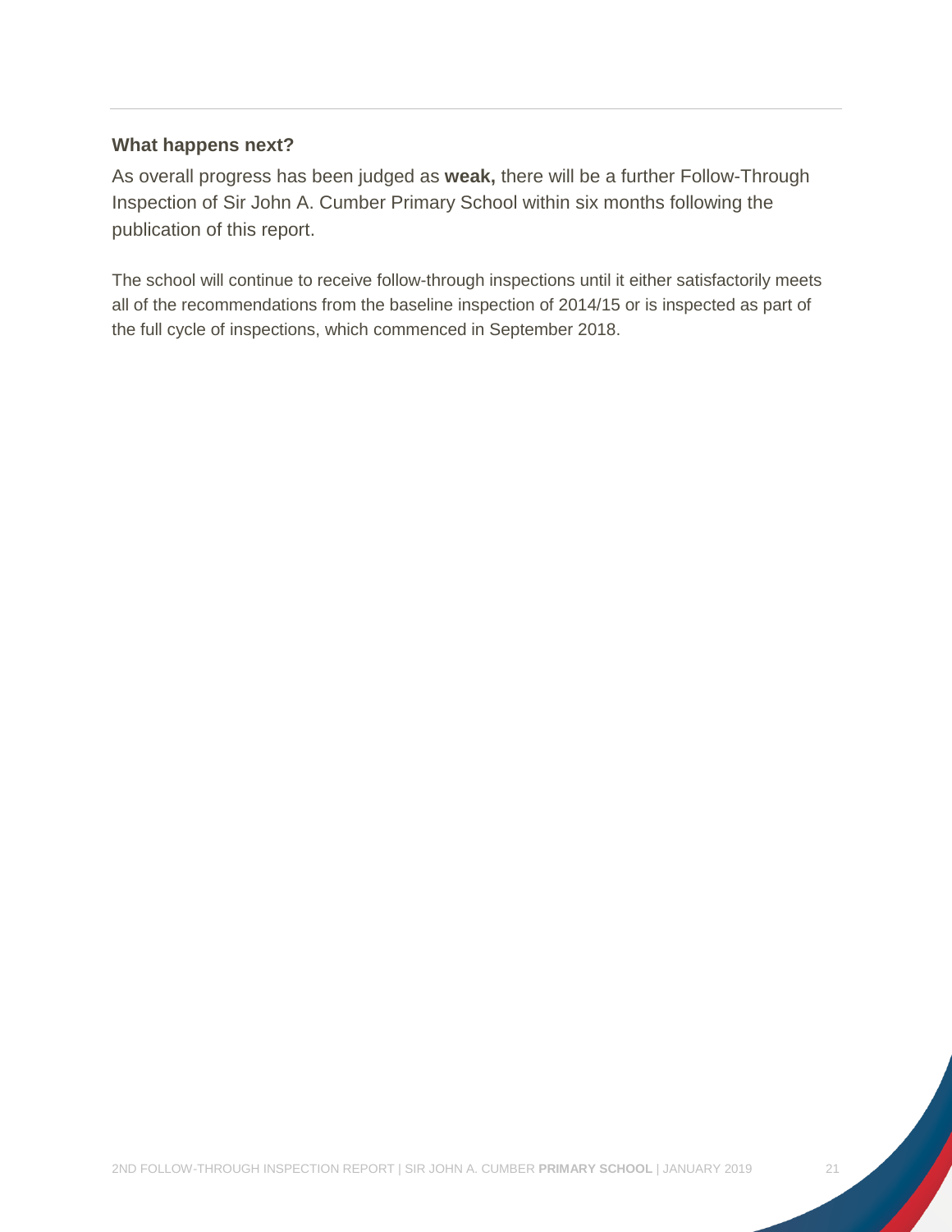### What happens next?

As overall progress has been judged as **weak,** there will be a further Follow-Through Inspection of Sir John A. Cumber Primary School within six months following the publication of this report.

The school will continue to receive follow-through inspections until it either satisfactorily meets all of the recommendations from the baseline inspection of 2014/15 or is inspected as part of the full cycle of inspections, which commenced in September 2018.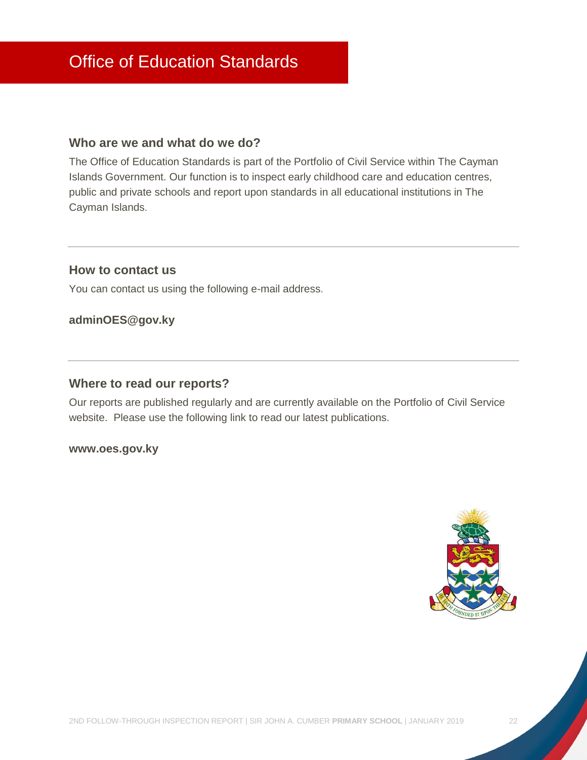# Office of Education Standards

## Who are we and what do we do?

The Office of Education Standards is part of the Portfolio of Civil Service within The Cayman Islands Government. Our function is to inspect early childhood care and education centres, public and private schools and report upon standards in all educational institutions in The Cayman Islands.

## How to contact us

You can contact us using the following e-mail address.

**adminOES@gov.ky**

## Where to read our reports?

Our reports are published regularly and are currently available on the Portfolio of Civil Service website. Please use the following link to read our latest publications.

**www.oes.gov.ky**